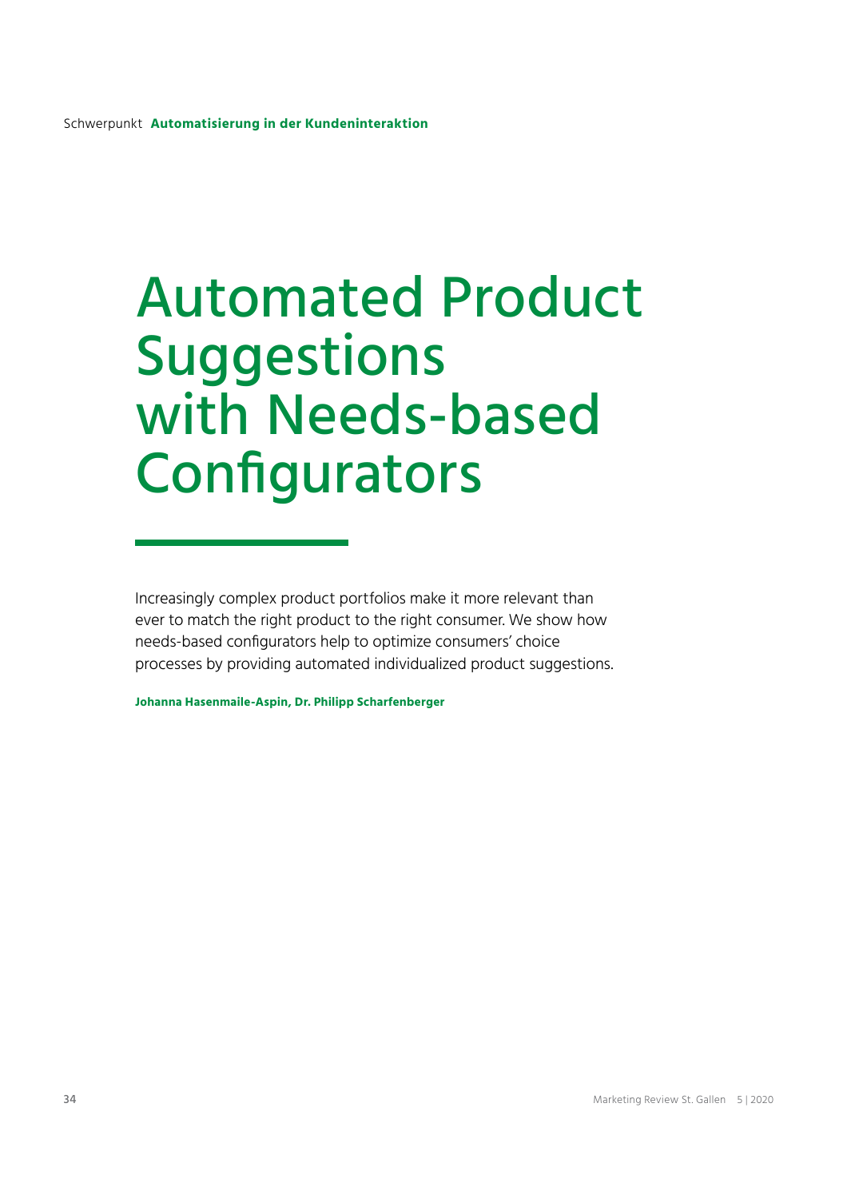Schwerpunkt **Automatisierung in der Kundeninteraktion**

# Automated Product Suggestions with Needs-based Configurators

Increasingly complex product portfolios make it more relevant than ever to match the right product to the right consumer. We show how needs-based configurators help to optimize consumers' choice processes by providing automated individualized product suggestions.

**Johanna Hasenmaile-Aspin, Dr. Philipp Scharfenberger**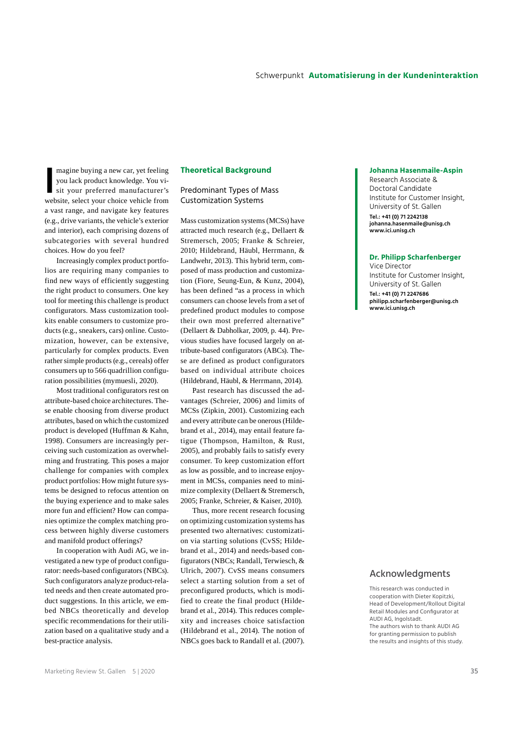Imagine buying a new car, yet feeling you lack product knowledge. You visit your preferred manufacturer's website, select your choice vehicle from a vast range, and navigate key features (e.g., drive variants, the vehicle's exterior and interior), each comprising dozens of subcategories with several hundred choices. How do you feel?

Increasingly complex product portfolios are requiring many companies to find new ways of efficiently suggesting the right product to consumers. One key tool for meeting this challenge is product configurators. Mass customization toolkits enable consumers to customize products (e.g., sneakers, cars) online. Customization, however, can be extensive, particularly for complex products. Even rather simple products (e.g., cereals) offer consumers up to 566 quadrillion configuration possibilities (mymuesli, 2020).

Most traditional configurators rest on attribute-based choice architectures. These enable choosing from diverse product attributes, based on which the customized product is developed (Huffman & Kahn, 1998). Consumers are increasingly perceiving such customization as overwhelming and frustrating. This poses a major challenge for companies with complex product portfolios: How might future systems be designed to refocus attention on the buying experience and to make sales more fun and efficient? How can companies optimize the complex matching process between highly diverse customers and manifold product offerings?

In cooperation with Audi AG, we investigated a new type of product configurator: needs-based configurators (NBCs). Such configurators analyze product-related needs and then create automated product suggestions. In this article, we embed NBCs theoretically and develop specific recommendations for their utilization based on a qualitative study and a best-practice analysis.

## Theoretical Background

### Predominant Types of Mass Customization Systems

Mass customization systems (MCSs) have attracted much research (e.g., Dellaert & Stremersch, 2005; Franke & Schreier, 2010; Hildebrand, Häubl, Herrmann, & Landwehr, 2013). This hybrid term, composed of mass production and customization (Fiore, Seung-Eun, & Kunz, 2004), has been defined as "as a process in which consumers can choose levels from a set of predefined product modules to compose their own most preferred alternative" (Dellaert & Dabholkar, 2009, p. 44). Previous studies have focused largely on attribute-based configurators (ABCs). These are defined as product configurators based on individual attribute choices (Hildebrand, Häubl, & Herrmann, 2014).

Past research has discussed the advantages (Schreier, 2006) and limits of MCSs (Zipkin, 2001). Customizing each and every attribute can be onerous (Hildebrand et al., 2014), may entail feature fatigue (Thompson, Hamilton, & Rust, 2005), and probably fails to satisfy every consumer. To keep customization effort as low as possible, and to increase enjoyment in MCSs, companies need to minimize complexity (Dellaert & Stremersch, 2005; Franke, Schreier, & Kaiser, 2010).

Thus, more recent research focusing on optimizing customization systems has presented two alternatives: customization via starting solutions (CvSS; Hildebrand et al., 2014) and needs-based configurators (NBCs; Randall, Terwiesch, & Ulrich, 2007). CvSS means consumers select a starting solution from a set of preconfigured products, which is modified to create the final product (Hildebrand et al., 2014). This reduces complexity and increases choice satisfaction (Hildebrand et al., 2014). The notion of NBCs goes back to Randall et al. (2007).

**Johanna Hasenmaile-Aspin**
Research Associate &
Doctoral Candidate
Institute for Customer Insight,
University of St. Gallen
**Tel.: +41 (0) 71 2242138**
**johanna.hasenmaile@unisg.ch**
**www.ici.unisg.ch**

**Dr. Philipp Scharfenberger**
Vice Director
Institute for Customer Insight,
University of St. Gallen
**Tel.: +41 (0) 71 2247686**
**philipp.scharfenberger@unisg.ch**
**www.ici.unisg.ch**

### Acknowledgments

This research was conducted in cooperation with Dieter Kopitzki, Head of Development/Rollout Digital Retail Modules and Configurator at AUDI AG, Ingolstadt.
The authors wish to thank AUDI AG for granting permission to publish the results and insights of this study.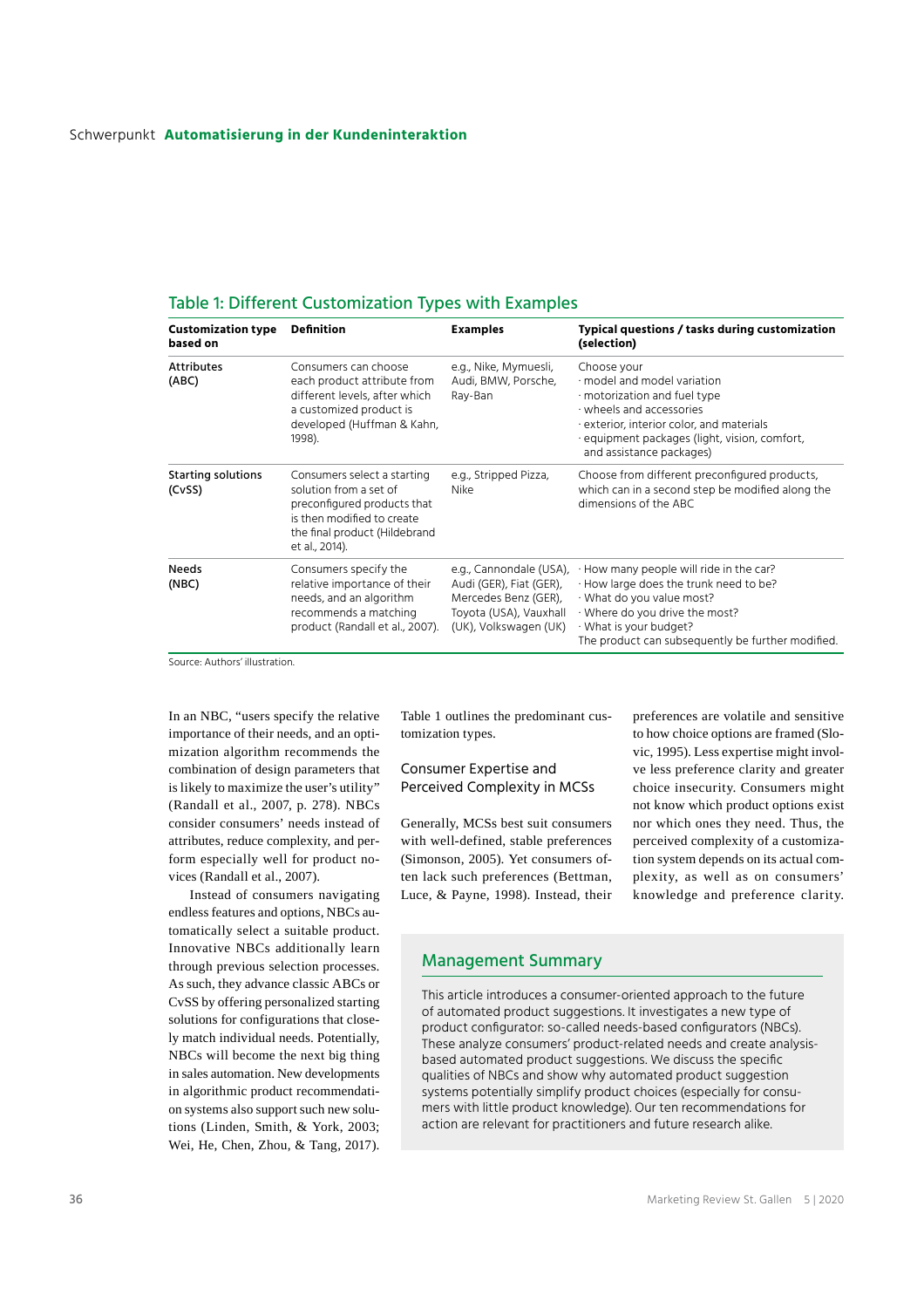## Table 1: Different Customization Types with Examples

| Customization type based on | Definition | Examples | Typical questions / tasks during customization (selection) |
|---|---|---|---|
| Attributes (ABC) | Consumers can choose each product attribute from different levels, after which a customized product is developed (Huffman & Kahn, 1998). | e.g., Nike, Mymuesli, Audi, BMW, Porsche, Ray-Ban | Choose your<br>· model and model variation<br>· motorization and fuel type<br>· wheels and accessories<br>· exterior, interior color, and materials<br>· equipment packages (light, vision, comfort, and assistance packages) |
| Starting solutions (CvSS) | Consumers select a starting solution from a set of preconfigured products that is then modified to create the final product (Hildebrand et al., 2014). | e.g., Stripped Pizza, Nike | Choose from different preconfigured products, which can in a second step be modified along the dimensions of the ABC |
| Needs (NBC) | Consumers specify the relative importance of their needs, and an algorithm recommends a matching product (Randall et al., 2007). | e.g., Cannondale (USA), Audi (GER), Fiat (GER), Mercedes Benz (GER), Toyota (USA), Vauxhall (UK), Volkswagen (UK) | · How many people will ride in the car?<br>· How large does the trunk need to be?<br>· What do you value most?<br>· Where do you drive the most?<br>· What is your budget?<br>The product can subsequently be further modified. |

Source: Authors' illustration.

In an NBC, "users specify the relative importance of their needs, and an optimization algorithm recommends the combination of design parameters that is likely to maximize the user's utility" (Randall et al., 2007, p. 278). NBCs consider consumers' needs instead of attributes, reduce complexity, and perform especially well for product novices (Randall et al., 2007).

Instead of consumers navigating endless features and options, NBCs automatically select a suitable product. Innovative NBCs additionally learn through previous selection processes. As such, they advance classic ABCs or CvSS by offering personalized starting solutions for configurations that closely match individual needs. Potentially, NBCs will become the next big thing in sales automation. New developments in algorithmic product recommendation systems also support such new solutions (Linden, Smith, & York, 2003; Wei, He, Chen, Zhou, & Tang, 2017). Table 1 outlines the predominant customization types.

### Consumer Expertise and Perceived Complexity in MCSs

Generally, MCSs best suit consumers with well-defined, stable preferences (Simonson, 2005). Yet consumers often lack such preferences (Bettman, Luce, & Payne, 1998). Instead, their preferences are volatile and sensitive to how choice options are framed (Slovic, 1995). Less expertise might involve less preference clarity and greater choice insecurity. Consumers might not know which product options exist nor which ones they need. Thus, the perceived complexity of a customization system depends on its actual complexity, as well as on consumers' knowledge and preference clarity.

### Management Summary

This article introduces a consumer-oriented approach to the future of automated product suggestions. It investigates a new type of product configurator: so-called needs-based configurators (NBCs). These analyze consumers' product-related needs and create analysis-based automated product suggestions. We discuss the specific qualities of NBCs and show why automated product suggestion systems potentially simplify product choices (especially for consumers with little product knowledge). Our ten recommendations for action are relevant for practitioners and future research alike.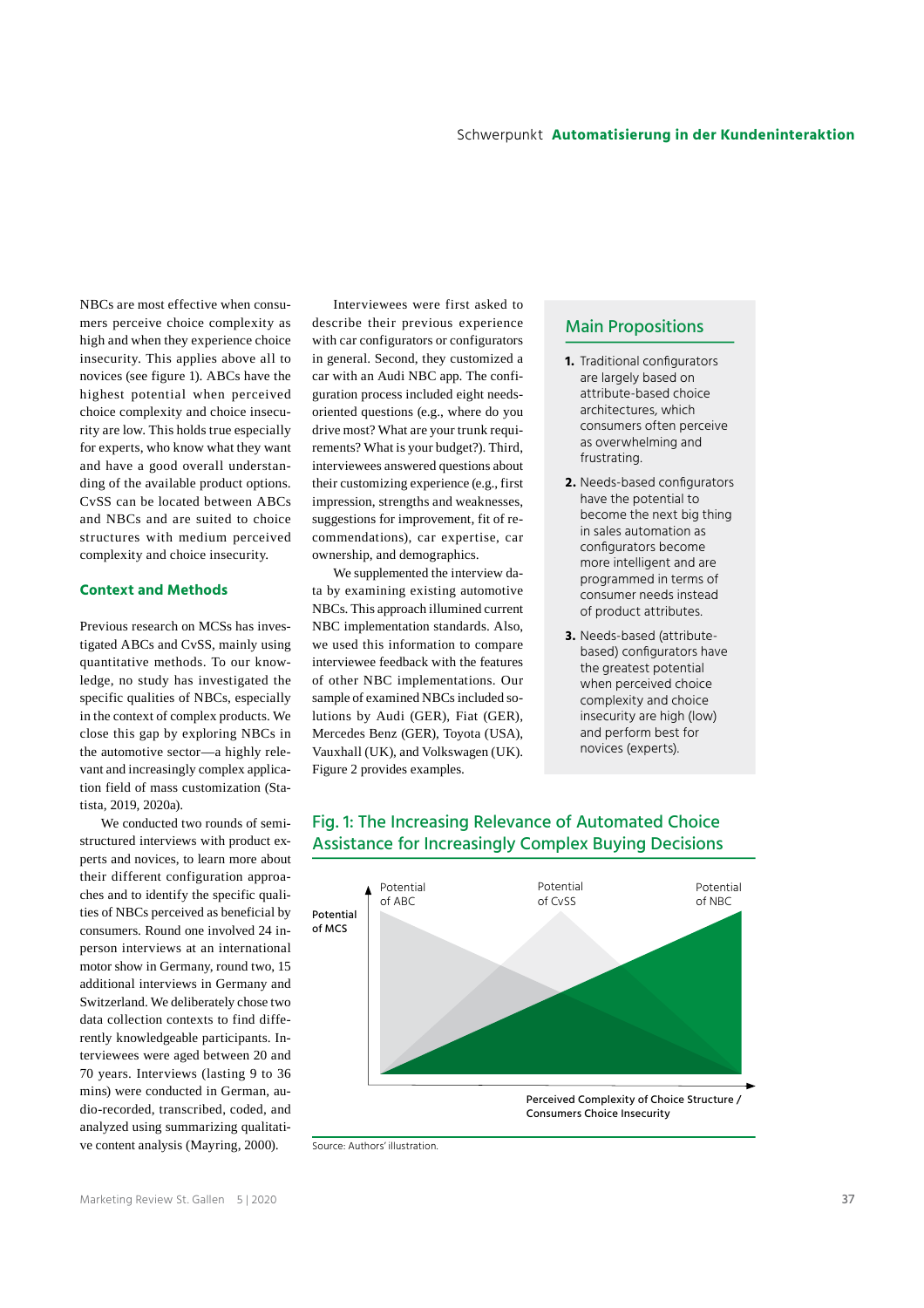NBCs are most effective when consumers perceive choice complexity as high and when they experience choice insecurity. This applies above all to novices (see figure 1). ABCs have the highest potential when perceived choice complexity and choice insecurity are low. This holds true especially for experts, who know what they want and have a good overall understanding of the available product options. CvSS can be located between ABCs and NBCs and are suited to choice structures with medium perceived complexity and choice insecurity.

## Context and Methods

Previous research on MCSs has investigated ABCs and CvSS, mainly using quantitative methods. To our knowledge, no study has investigated the specific qualities of NBCs, especially in the context of complex products. We close this gap by exploring NBCs in the automotive sector—a highly relevant and increasingly complex application field of mass customization (Statista, 2019, 2020a).

We conducted two rounds of semi-structured interviews with product experts and novices, to learn more about their different configuration approaches and to identify the specific qualities of NBCs perceived as beneficial by consumers. Round one involved 24 in-person interviews at an international motor show in Germany, round two, 15 additional interviews in Germany and Switzerland. We deliberately chose two data collection contexts to find differently knowledgeable participants. Interviewees were aged between 20 and 70 years. Interviews (lasting 9 to 36 mins) were conducted in German, audio-recorded, transcribed, coded, and analyzed using summarizing qualitative content analysis (Mayring, 2000).

Interviewees were first asked to describe their previous experience with car configurators or configurators in general. Second, they customized a car with an Audi NBC app. The configuration process included eight needs-oriented questions (e.g., where do you drive most? What are your trunk requirements? What is your budget?). Third, interviewees answered questions about their customizing experience (e.g., first impression, strengths and weaknesses, suggestions for improvement, fit of recommendations), car expertise, car ownership, and demographics.

We supplemented the interview data by examining existing automotive NBCs. This approach illumined current NBC implementation standards. Also, we used this information to compare interviewee feedback with the features of other NBC implementations. Our sample of examined NBCs included solutions by Audi (GER), Fiat (GER), Mercedes Benz (GER), Toyota (USA), Vauxhall (UK), and Volkswagen (UK). Figure 2 provides examples.

## Main Propositions

1. Traditional configurators are largely based on attribute-based choice architectures, which consumers often perceive as overwhelming and frustrating.
2. Needs-based configurators have the potential to become the next big thing in sales automation as configurators become more intelligent and are programmed in terms of consumer needs instead of product attributes.
3. Needs-based (attribute-based) configurators have the greatest potential when perceived choice complexity and choice insecurity are high (low) and perform best for novices (experts).

## Fig. 1: The Increasing Relevance of Automated Choice Assistance for Increasingly Complex Buying Decisions

Potential of MCS | Potential of ABC | Potential of CvSS | Potential of NBC | Perceived Complexity of Choice Structure / Consumers Choice Insecurity

Source: Authors' illustration.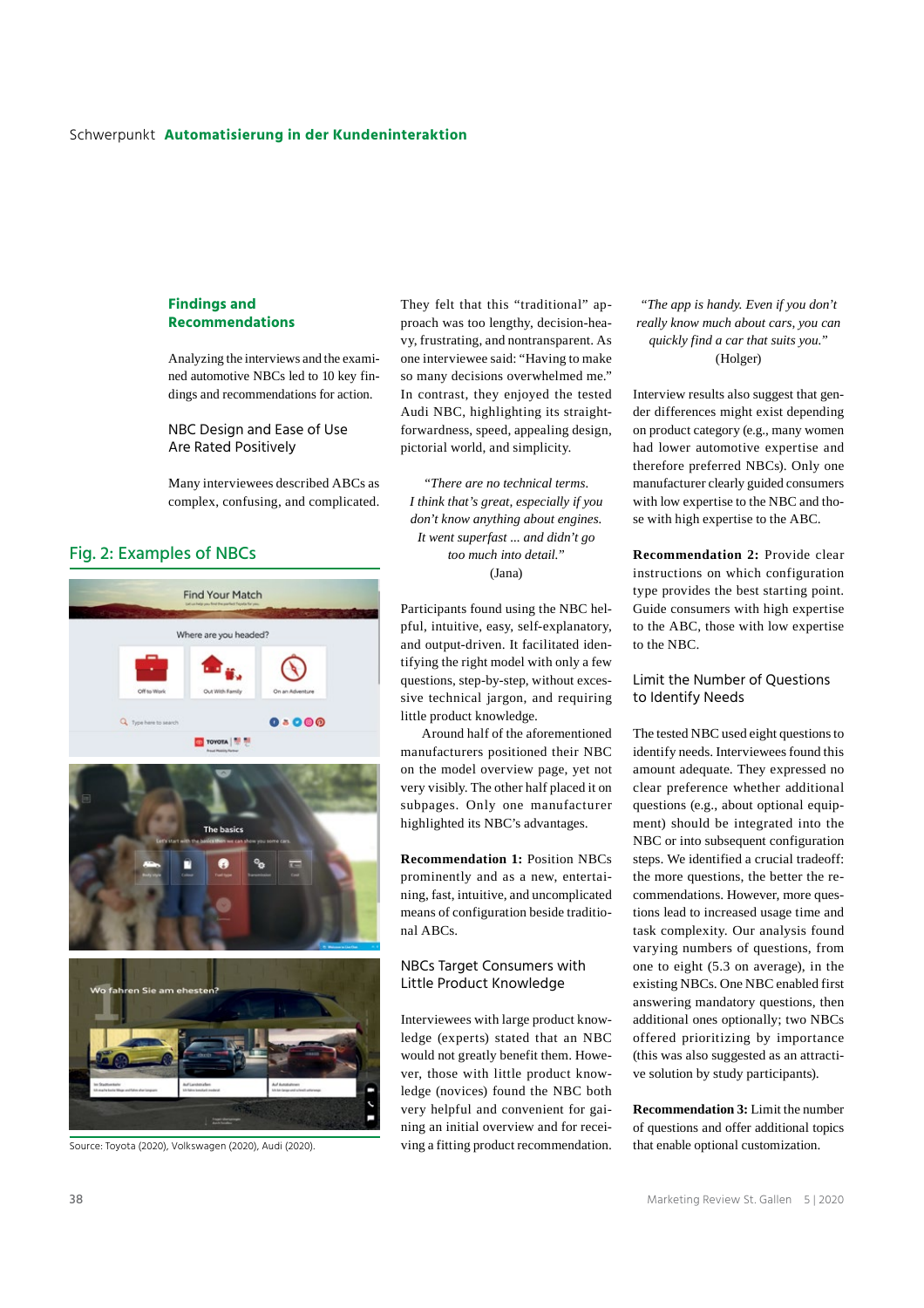## Findings and Recommendations

Analyzing the interviews and the examined automotive NBCs led to 10 key findings and recommendations for action.

### NBC Design and Ease of Use Are Rated Positively

Many interviewees described ABCs as complex, confusing, and complicated. They felt that this "traditional" approach was too lengthy, decision-heavy, frustrating, and nontransparent. As one interviewee said: "Having to make so many decisions overwhelmed me." In contrast, they enjoyed the tested Audi NBC, highlighting its straightforwardness, speed, appealing design, pictorial world, and simplicity.

> *"There are no technical terms. I think that's great, especially if you don't know anything about engines. It went superfast ... and didn't go too much into detail."*
> (Jana)

Participants found using the NBC helpful, intuitive, easy, self-explanatory, and output-driven. It facilitated identifying the right model with only a few questions, step-by-step, without excessive technical jargon, and requiring little product knowledge.

Around half of the aforementioned manufacturers positioned their NBC on the model overview page, yet not very visibly. The other half placed it on subpages. Only one manufacturer highlighted its NBC's advantages.

**Recommendation 1:** Position NBCs prominently and as a new, entertaining, fast, intuitive, and uncomplicated means of configuration beside traditional ABCs.

### NBCs Target Consumers with Little Product Knowledge

Interviewees with large product knowledge (experts) stated that an NBC would not greatly benefit them. However, those with little product knowledge (novices) found the NBC both very helpful and convenient for gaining an initial overview and for receiving a fitting product recommendation.

> *"The app is handy. Even if you don't really know much about cars, you can quickly find a car that suits you."*
> (Holger)

Interview results also suggest that gender differences might exist depending on product category (e.g., many women had lower automotive expertise and therefore preferred NBCs). Only one manufacturer clearly guided consumers with low expertise to the NBC and those with high expertise to the ABC.

**Recommendation 2:** Provide clear instructions on which configuration type provides the best starting point. Guide consumers with high expertise to the ABC, those with low expertise to the NBC.

### Limit the Number of Questions to Identify Needs

The tested NBC used eight questions to identify needs. Interviewees found this amount adequate. They expressed no clear preference whether additional questions (e.g., about optional equipment) should be integrated into the NBC or into subsequent configuration steps. We identified a crucial tradeoff: the more questions, the better the recommendations. However, more questions lead to increased usage time and task complexity. Our analysis found varying numbers of questions, from one to eight (5.3 on average), in the existing NBCs. One NBC enabled first answering mandatory questions, then additional ones optionally; two NBCs offered prioritizing by importance (this was also suggested as an attractive solution by study participants).

**Recommendation 3:** Limit the number of questions and offer additional topics that enable optional customization.

## Fig. 2: Examples of NBCs

Source: Toyota (2020), Volkswagen (2020), Audi (2020).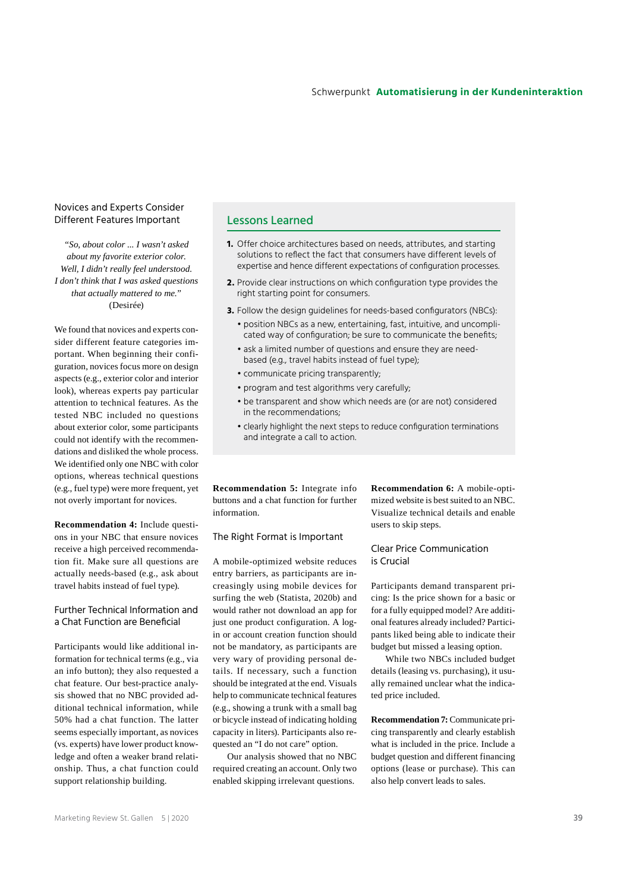## Novices and Experts Consider Different Features Important

*"So, about color ... I wasn't asked about my favorite exterior color. Well, I didn't really feel understood. I don't think that I was asked questions that actually mattered to me."*
(Desirée)

We found that novices and experts consider different feature categories important. When beginning their configuration, novices focus more on design aspects (e.g., exterior color and interior look), whereas experts pay particular attention to technical features. As the tested NBC included no questions about exterior color, some participants could not identify with the recommendations and disliked the whole process. We identified only one NBC with color options, whereas technical questions (e.g., fuel type) were more frequent, yet not overly important for novices.

**Recommendation 4:** Include questions in your NBC that ensure novices receive a high perceived recommendation fit. Make sure all questions are actually needs-based (e.g., ask about travel habits instead of fuel type).

## Further Technical Information and a Chat Function are Beneficial

Participants would like additional information for technical terms (e.g., via an info button); they also requested a chat feature. Our best-practice analysis showed that no NBC provided additional technical information, while 50% had a chat function. The latter seems especially important, as novices (vs. experts) have lower product knowledge and often a weaker brand relationship. Thus, a chat function could support relationship building.

> ## Lessons Learned
>
> **1.** Offer choice architectures based on needs, attributes, and starting solutions to reflect the fact that consumers have different levels of expertise and hence different expectations of configuration processes.
>
> **2.** Provide clear instructions on which configuration type provides the right starting point for consumers.
>
> **3.** Follow the design guidelines for needs-based configurators (NBCs):
> - position NBCs as a new, entertaining, fast, intuitive, and uncomplicated way of configuration; be sure to communicate the benefits;
> - ask a limited number of questions and ensure they are need-based (e.g., travel habits instead of fuel type);
> - communicate pricing transparently;
> - program and test algorithms very carefully;
> - be transparent and show which needs are (or are not) considered in the recommendations;
> - clearly highlight the next steps to reduce configuration terminations and integrate a call to action.

**Recommendation 5:** Integrate info buttons and a chat function for further information.

## The Right Format is Important

A mobile-optimized website reduces entry barriers, as participants are increasingly using mobile devices for surfing the web (Statista, 2020b) and would rather not download an app for just one product configuration. A log-in or account creation function should not be mandatory, as participants are very wary of providing personal details. If necessary, such a function should be integrated at the end. Visuals help to communicate technical features (e.g., showing a trunk with a small bag or bicycle instead of indicating holding capacity in liters). Participants also requested an "I do not care" option.

Our analysis showed that no NBC required creating an account. Only two enabled skipping irrelevant questions.

**Recommendation 6:** A mobile-optimized website is best suited to an NBC. Visualize technical details and enable users to skip steps.

## Clear Price Communication is Crucial

Participants demand transparent pricing: Is the price shown for a basic or for a fully equipped model? Are additional features already included? Participants liked being able to indicate their budget but missed a leasing option.

While two NBCs included budget details (leasing vs. purchasing), it usually remained unclear what the indicated price included.

**Recommendation 7:** Communicate pricing transparently and clearly establish what is included in the price. Include a budget question and different financing options (lease or purchase). This can also help convert leads to sales.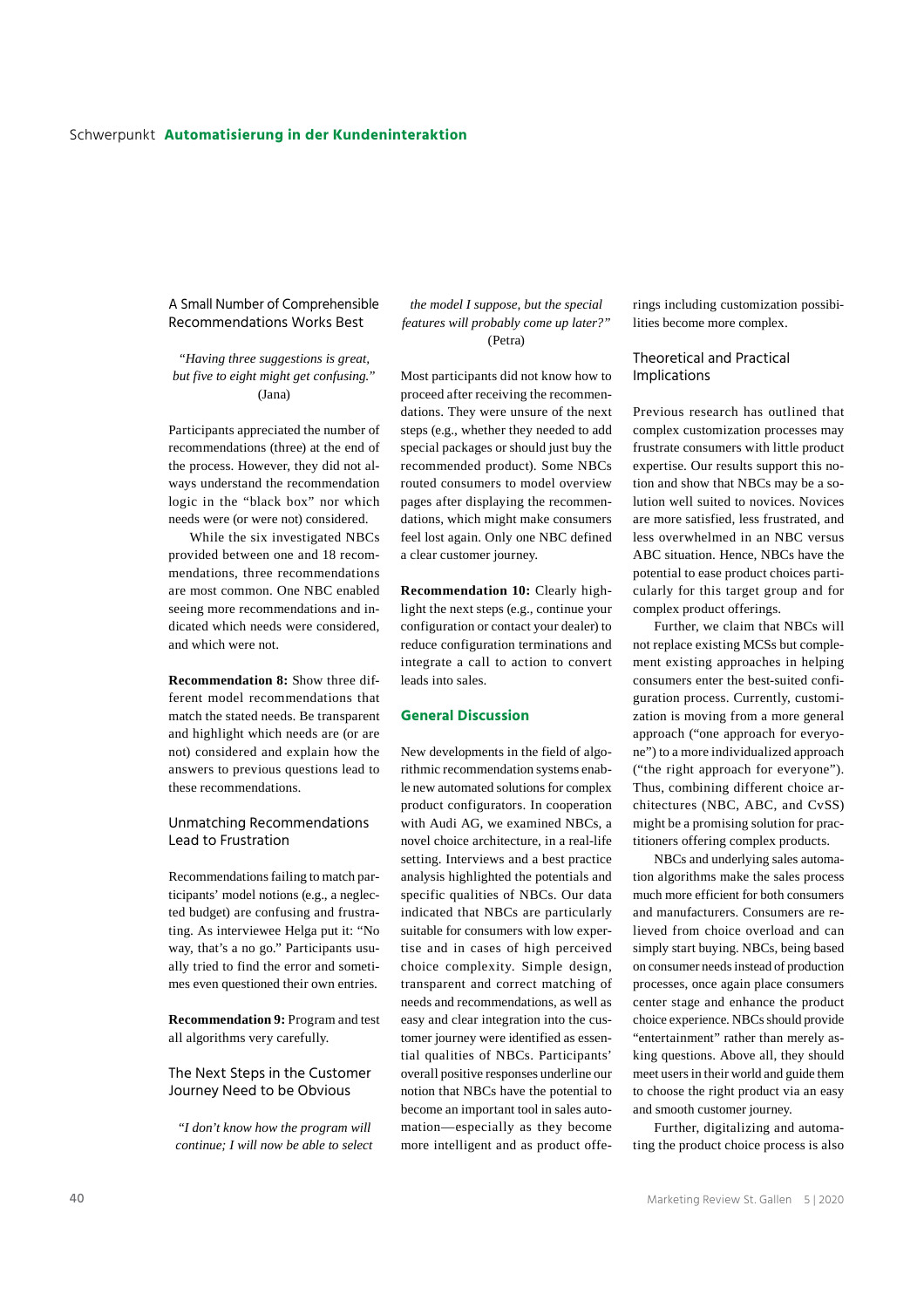### A Small Number of Comprehensible Recommendations Works Best

*"Having three suggestions is great, but five to eight might get confusing."* (Jana)

Participants appreciated the number of recommendations (three) at the end of the process. However, they did not always understand the recommendation logic in the "black box" nor which needs were (or were not) considered.

While the six investigated NBCs provided between one and 18 recommendations, three recommendations are most common. One NBC enabled seeing more recommendations and indicated which needs were considered, and which were not.

**Recommendation 8:** Show three different model recommendations that match the stated needs. Be transparent and highlight which needs are (or are not) considered and explain how the answers to previous questions lead to these recommendations.

### Unmatching Recommendations Lead to Frustration

Recommendations failing to match participants' model notions (e.g., a neglected budget) are confusing and frustrating. As interviewee Helga put it: "No way, that's a no go." Participants usually tried to find the error and sometimes even questioned their own entries.

**Recommendation 9:** Program and test all algorithms very carefully.

### The Next Steps in the Customer Journey Need to be Obvious

*"I don't know how the program will continue; I will now be able to select the model I suppose, but the special features will probably come up later?"* (Petra)

Most participants did not know how to proceed after receiving the recommendations. They were unsure of the next steps (e.g., whether they needed to add special packages or should just buy the recommended product). Some NBCs routed consumers to model overview pages after displaying the recommendations, which might make consumers feel lost again. Only one NBC defined a clear customer journey.

**Recommendation 10:** Clearly highlight the next steps (e.g., continue your configuration or contact your dealer) to reduce configuration terminations and integrate a call to action to convert leads into sales.

## General Discussion

New developments in the field of algorithmic recommendation systems enable new automated solutions for complex product configurators. In cooperation with Audi AG, we examined NBCs, a novel choice architecture, in a real-life setting. Interviews and a best practice analysis highlighted the potentials and specific qualities of NBCs. Our data indicated that NBCs are particularly suitable for consumers with low expertise and in cases of high perceived choice complexity. Simple design, transparent and correct matching of needs and recommendations, as well as easy and clear integration into the customer journey were identified as essential qualities of NBCs. Participants' overall positive responses underline our notion that NBCs have the potential to become an important tool in sales automation—especially as they become more intelligent and as product offerings including customization possibilities become more complex.

### Theoretical and Practical Implications

Previous research has outlined that complex customization processes may frustrate consumers with little product expertise. Our results support this notion and show that NBCs may be a solution well suited to novices. Novices are more satisfied, less frustrated, and less overwhelmed in an NBC versus ABC situation. Hence, NBCs have the potential to ease product choices particularly for this target group and for complex product offerings.

Further, we claim that NBCs will not replace existing MCSs but complement existing approaches in helping consumers enter the best-suited configuration process. Currently, customization is moving from a more general approach ("one approach for everyone") to a more individualized approach ("the right approach for everyone"). Thus, combining different choice architectures (NBC, ABC, and CvSS) might be a promising solution for practitioners offering complex products.

NBCs and underlying sales automation algorithms make the sales process much more efficient for both consumers and manufacturers. Consumers are relieved from choice overload and can simply start buying. NBCs, being based on consumer needs instead of production processes, once again place consumers center stage and enhance the product choice experience. NBCs should provide "entertainment" rather than merely asking questions. Above all, they should meet users in their world and guide them to choose the right product via an easy and smooth customer journey.

Further, digitalizing and automating the product choice process is also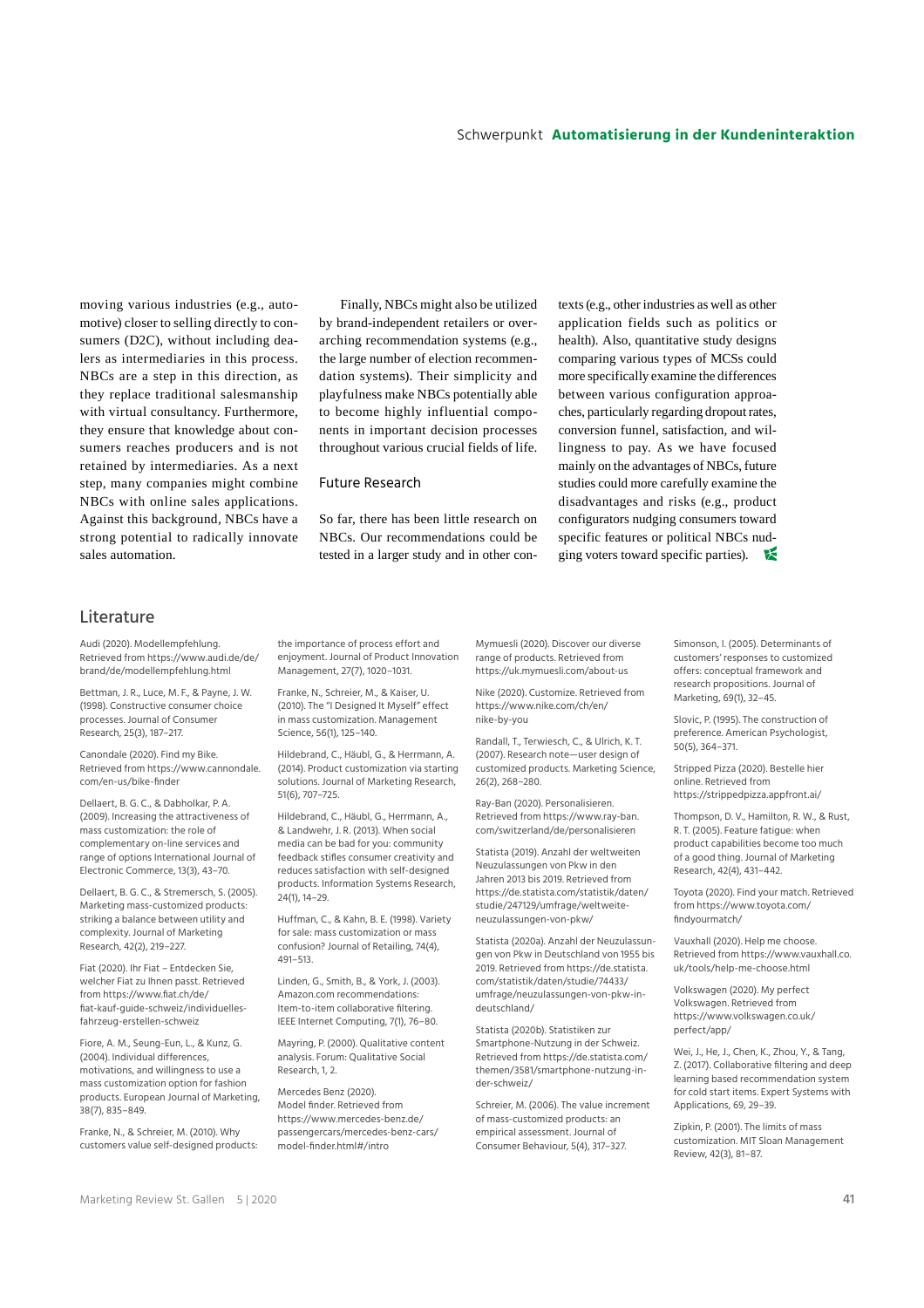moving various industries (e.g., automotive) closer to selling directly to consumers (D2C), without including dealers as intermediaries in this process. NBCs are a step in this direction, as they replace traditional salesmanship with virtual consultancy. Furthermore, they ensure that knowledge about consumers reaches producers and is not retained by intermediaries. As a next step, many companies might combine NBCs with online sales applications. Against this background, NBCs have a strong potential to radically innovate sales automation.

Finally, NBCs might also be utilized by brand-independent retailers or overarching recommendation systems (e.g., the large number of election recommendation systems). Their simplicity and playfulness make NBCs potentially able to become highly influential components in important decision processes throughout various crucial fields of life.

## Future Research

So far, there has been little research on NBCs. Our recommendations could be tested in a larger study and in other contexts (e.g., other industries as well as other application fields such as politics or health). Also, quantitative study designs comparing various types of MCSs could more specifically examine the differences between various configuration approaches, particularly regarding dropout rates, conversion funnel, satisfaction, and willingness to pay. As we have focused mainly on the advantages of NBCs, future studies could more carefully examine the disadvantages and risks (e.g., product configurators nudging consumers toward specific features or political NBCs nudging voters toward specific parties).

## Literature

Audi (2020). Modellempfehlung. Retrieved from https://www.audi.de/de/brand/de/modellempfehlung.html

Bettman, J. R., Luce, M. F., & Payne, J. W. (1998). Constructive consumer choice processes. Journal of Consumer Research, 25(3), 187–217.

Canondale (2020). Find my Bike. Retrieved from https://www.cannondale.com/en-us/bike-finder

Dellaert, B. G. C., & Dabholkar, P. A. (2009). Increasing the attractiveness of mass customization: the role of complementary on-line services and range of options International Journal of Electronic Commerce, 13(3), 43–70.

Dellaert, B. G. C., & Stremersch, S. (2005). Marketing mass-customized products: striking a balance between utility and complexity. Journal of Marketing Research, 42(2), 219–227.

Fiat (2020). Ihr Fiat – Entdecken Sie, welcher Fiat zu Ihnen passt. Retrieved from https://www.fiat.ch/de/fiat-kauf-guide-schweiz/individuelles-fahrzeug-erstellen-schweiz

Fiore, A. M., Seung-Eun, L., & Kunz, G. (2004). Individual differences, motivations, and willingness to use a mass customization option for fashion products. European Journal of Marketing, 38(7), 835–849.

Franke, N., & Schreier, M. (2010). Why customers value self-designed products: the importance of process effort and enjoyment. Journal of Product Innovation Management, 27(7), 1020–1031.

Franke, N., Schreier, M., & Kaiser, U. (2010). The "I Designed It Myself" effect in mass customization. Management Science, 56(1), 125–140.

Hildebrand, C., Häubl, G., & Herrmann, A. (2014). Product customization via starting solutions. Journal of Marketing Research, 51(6), 707–725.

Hildebrand, C., Häubl, G., Herrmann, A., & Landwehr, J. R. (2013). When social media can be bad for you: community feedback stifles consumer creativity and reduces satisfaction with self-designed products. Information Systems Research, 24(1), 14–29.

Huffman, C., & Kahn, B. E. (1998). Variety for sale: mass customization or mass confusion? Journal of Retailing, 74(4), 491–513.

Linden, G., Smith, B., & York, J. (2003). Amazon.com recommendations: Item-to-item collaborative filtering. IEEE Internet Computing, 7(1), 76–80.

Mayring, P. (2000). Qualitative content analysis. Forum: Qualitative Social Research, 1, 2.

Mercedes Benz (2020). Model finder. Retrieved from https://www.mercedes-benz.de/passengercars/mercedes-benz-cars/model-finder.html#/intro

Mymuesli (2020). Discover our diverse range of products. Retrieved from https://uk.mymuesli.com/about-us

Nike (2020). Customize. Retrieved from https://www.nike.com/ch/en/nike-by-you

Randall, T., Terwiesch, C., & Ulrich, K. T. (2007). Research note—user design of customized products. Marketing Science, 26(2), 268–280.

Ray-Ban (2020). Personalisieren. Retrieved from https://www.ray-ban.com/switzerland/de/personalisieren

Statista (2019). Anzahl der weltweiten Neuzulassungen von Pkw in den Jahren 2013 bis 2019. Retrieved from https://de.statista.com/statistik/daten/studie/247129/umfrage/weltweite-neuzulassungen-von-pkw/

Statista (2020a). Anzahl der Neuzulassungen von Pkw in Deutschland von 1955 bis 2019. Retrieved from https://de.statista.com/statistik/daten/studie/74433/umfrage/neuzulassungen-von-pkw-in-deutschland/

Statista (2020b). Statistiken zur Smartphone-Nutzung in der Schweiz. Retrieved from https://de.statista.com/themen/3581/smartphone-nutzung-in-der-schweiz/

Schreier, M. (2006). The value increment of mass-customized products: an empirical assessment. Journal of Consumer Behaviour, 5(4), 317–327.

Simonson, I. (2005). Determinants of customers' responses to customized offers: conceptual framework and research propositions. Journal of Marketing, 69(1), 32–45.

Slovic, P. (1995). The construction of preference. American Psychologist, 50(5), 364–371.

Stripped Pizza (2020). Bestelle hier online. Retrieved from https://strippedpizza.appfront.ai/

Thompson, D. V., Hamilton, R. W., & Rust, R. T. (2005). Feature fatigue: when product capabilities become too much of a good thing. Journal of Marketing Research, 42(4), 431–442.

Toyota (2020). Find your match. Retrieved from https://www.toyota.com/findyourmatch/

Vauxhall (2020). Help me choose. Retrieved from https://www.vauxhall.co.uk/tools/help-me-choose.html

Volkswagen (2020). My perfect Volkswagen. Retrieved from https://www.volkswagen.co.uk/perfect/app/

Wei, J., He, J., Chen, K., Zhou, Y., & Tang, Z. (2017). Collaborative filtering and deep learning based recommendation system for cold start items. Expert Systems with Applications, 69, 29–39.

Zipkin, P. (2001). The limits of mass customization. MIT Sloan Management Review, 42(3), 81–87.